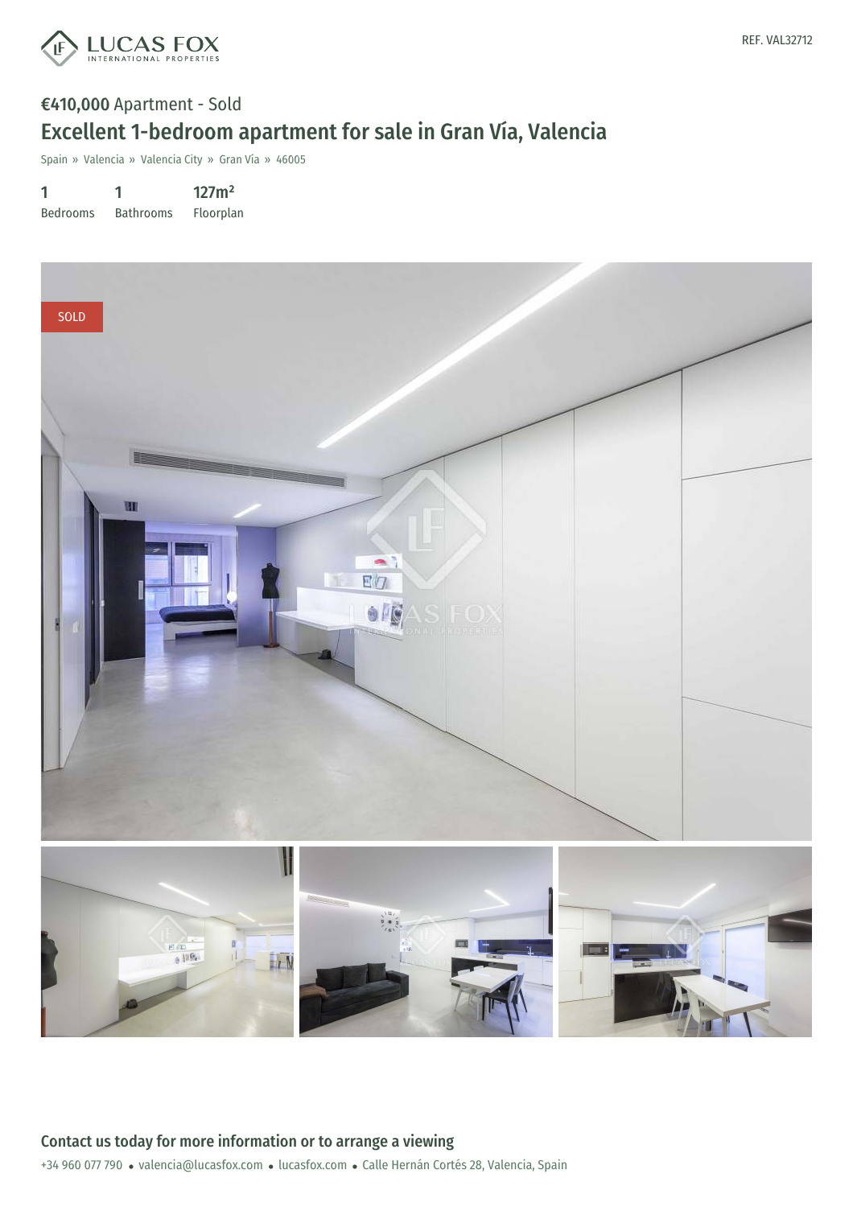REF. VAL32712

€410,000 Apartment - Sold

# Excellent 1-bedroom apartment for sale in Gran Vía, Valencia

Spain » Valencia » Valencia City » Gran Vía » 46005

| 1 | 1 | 127m² |
|---|---|---|
| Bedrooms | Bathrooms | Floorplan |

SOLD

## Contact us today for more information or to arrange a viewing

+34 960 077 790 • valencia@lucasfox.com • lucasfox.com • Calle Hernán Cortés 28, Valencia, Spain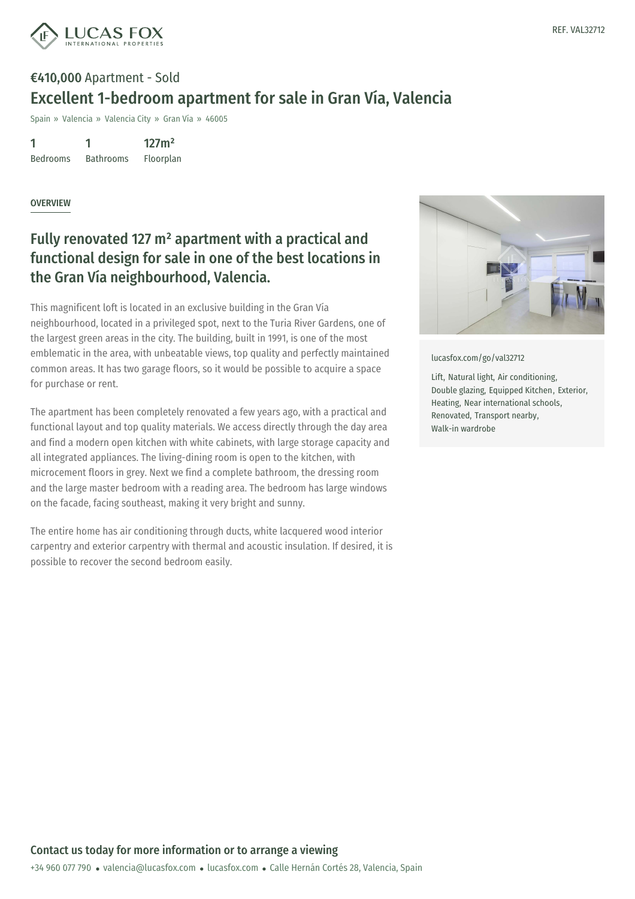REF. VAL32712

**€410,000** Apartment - Sold

# Excellent 1-bedroom apartment for sale in Gran Vía, Valencia

Spain » Valencia » Valencia City » Gran Vía » 46005

| 1 | 1 | 127m² |
| --- | --- | --- |
| Bedrooms | Bathrooms | Floorplan |

OVERVIEW

## Fully renovated 127 m² apartment with a practical and functional design for sale in one of the best locations in the Gran Vía neighbourhood, Valencia.

This magnificent loft is located in an exclusive building in the Gran Vía neighbourhood, located in a privileged spot, next to the Turia River Gardens, one of the largest green areas in the city. The building, built in 1991, is one of the most emblematic in the area, with unbeatable views, top quality and perfectly maintained common areas. It has two garage floors, so it would be possible to acquire a space for purchase or rent.

The apartment has been completely renovated a few years ago, with a practical and functional layout and top quality materials. We access directly through the day area and find a modern open kitchen with white cabinets, with large storage capacity and all integrated appliances. The living-dining room is open to the kitchen, with microcement floors in grey. Next we find a complete bathroom, the dressing room and the large master bedroom with a reading area. The bedroom has large windows on the facade, facing southeast, making it very bright and sunny.

The entire home has air conditioning through ducts, white lacquered wood interior carpentry and exterior carpentry with thermal and acoustic insulation. If desired, it is possible to recover the second bedroom easily.

lucasfox.com/go/val32712

Lift, Natural light, Air conditioning, Double glazing, Equipped Kitchen, Exterior, Heating, Near international schools, Renovated, Transport nearby, Walk-in wardrobe

**Contact us today for more information or to arrange a viewing**

+34 960 077 790 • valencia@lucasfox.com • lucasfox.com • Calle Hernán Cortés 28, Valencia, Spain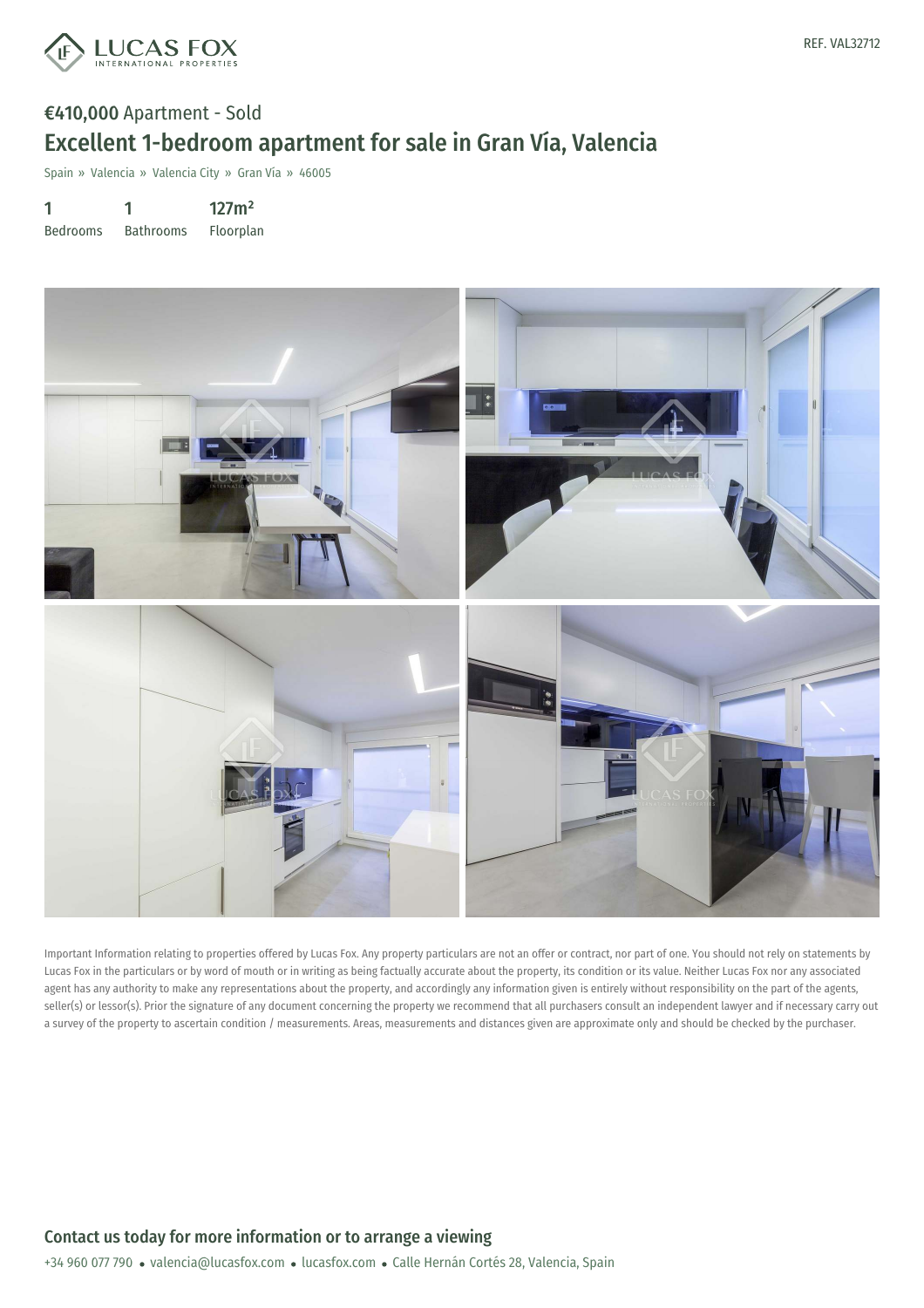REF. VAL32712

**€410,000** Apartment - Sold

# Excellent 1-bedroom apartment for sale in Gran Vía, Valencia

Spain » Valencia » Valencia City » Gran Vía » 46005

| 1 | 1 | 127m² |
|---|---|---|
| Bedrooms | Bathrooms | Floorplan |

Important Information relating to properties offered by Lucas Fox. Any property particulars are not an offer or contract, nor part of one. You should not rely on statements by Lucas Fox in the particulars or by word of mouth or in writing as being factually accurate about the property, its condition or its value. Neither Lucas Fox nor any associated agent has any authority to make any representations about the property, and accordingly any information given is entirely without responsibility on the part of the agents, seller(s) or lessor(s). Prior the signature of any document concerning the property we recommend that all purchasers consult an independent lawyer and if necessary carry out a survey of the property to ascertain condition / measurements. Areas, measurements and distances given are approximate only and should be checked by the purchaser.

## Contact us today for more information or to arrange a viewing

+34 960 077 790 • valencia@lucasfox.com • lucasfox.com • Calle Hernán Cortés 28, Valencia, Spain